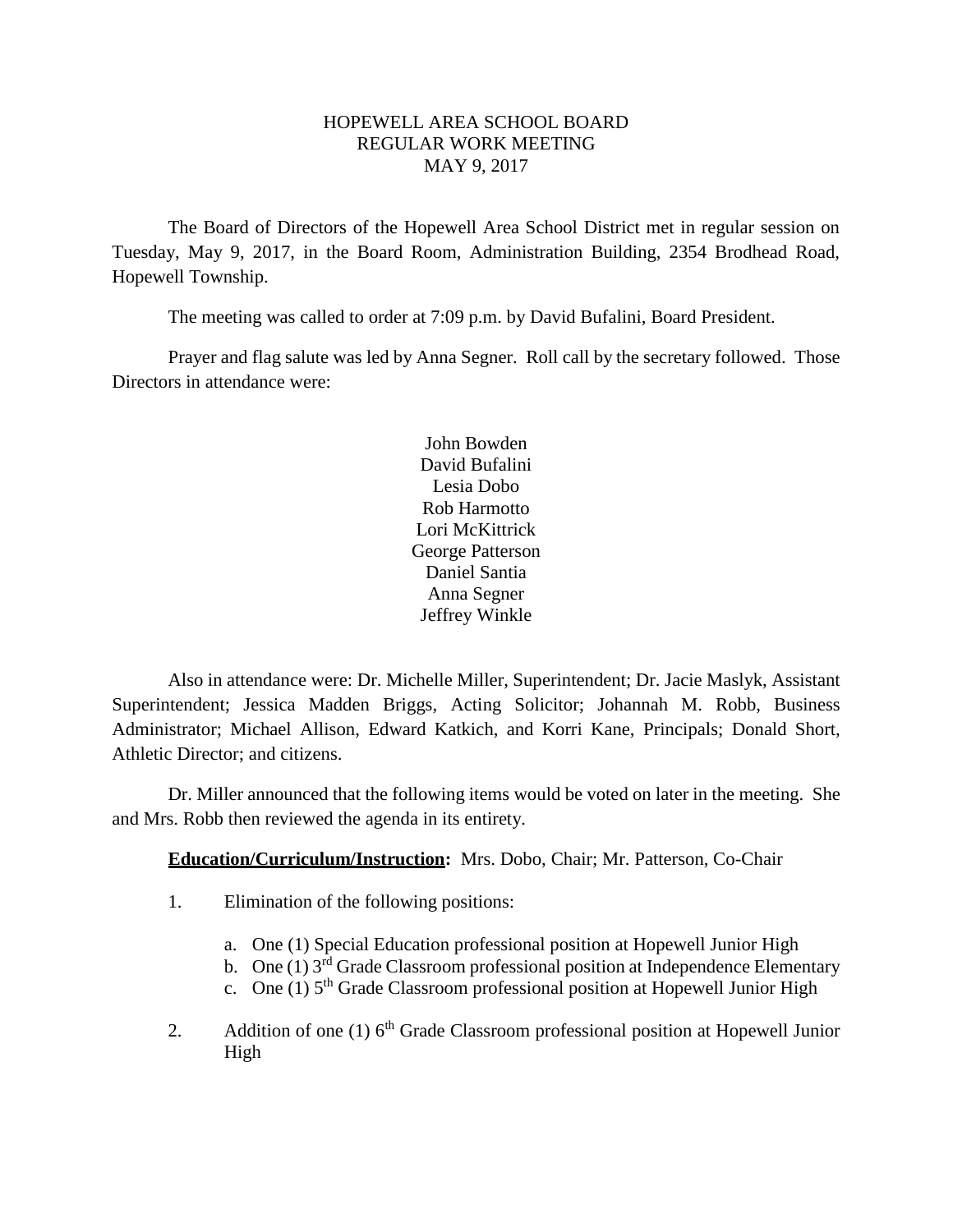HOPEWELL AREA SCHOOL BOARD
REGULAR WORK MEETING
MAY 9, 2017

The Board of Directors of the Hopewell Area School District met in regular session on Tuesday, May 9, 2017, in the Board Room, Administration Building, 2354 Brodhead Road, Hopewell Township.

The meeting was called to order at 7:09 p.m. by David Bufalini, Board President.

Prayer and flag salute was led by Anna Segner. Roll call by the secretary followed. Those Directors in attendance were:

John Bowden
David Bufalini
Lesia Dobo
Rob Harmotto
Lori McKittrick
George Patterson
Daniel Santia
Anna Segner
Jeffrey Winkle

Also in attendance were: Dr. Michelle Miller, Superintendent; Dr. Jacie Maslyk, Assistant Superintendent; Jessica Madden Briggs, Acting Solicitor; Johannah M. Robb, Business Administrator; Michael Allison, Edward Katkich, and Korri Kane, Principals; Donald Short, Athletic Director; and citizens.

Dr. Miller announced that the following items would be voted on later in the meeting. She and Mrs. Robb then reviewed the agenda in its entirety.

**Education/Curriculum/Instruction:** Mrs. Dobo, Chair; Mr. Patterson, Co-Chair

1. Elimination of the following positions:

   a. One (1) Special Education professional position at Hopewell Junior High
   b. One (1) 3rd Grade Classroom professional position at Independence Elementary
   c. One (1) 5th Grade Classroom professional position at Hopewell Junior High

2. Addition of one (1) 6th Grade Classroom professional position at Hopewell Junior High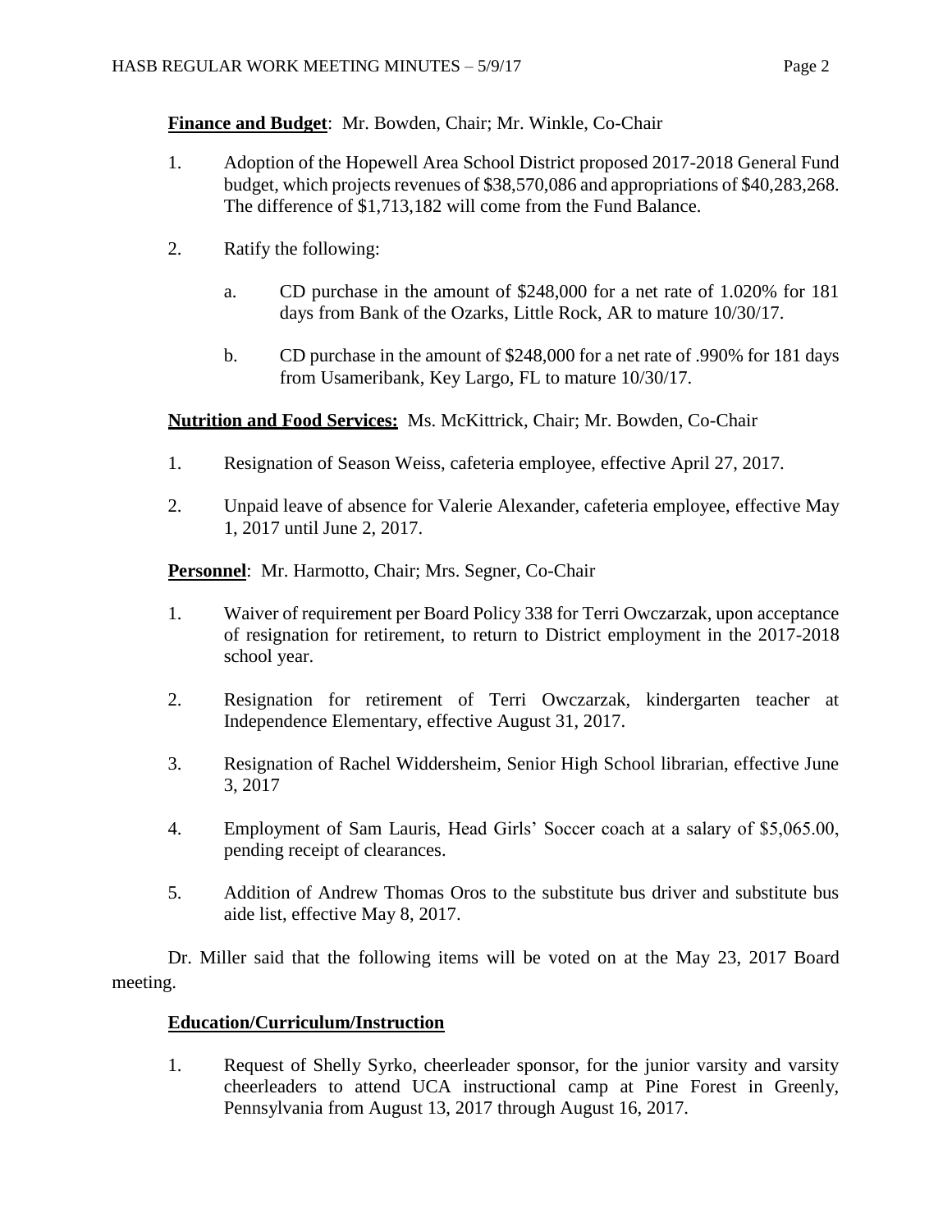**Finance and Budget**: Mr. Bowden, Chair; Mr. Winkle, Co-Chair

1. Adoption of the Hopewell Area School District proposed 2017-2018 General Fund budget, which projects revenues of $38,570,086 and appropriations of $40,283,268. The difference of $1,713,182 will come from the Fund Balance.

2. Ratify the following:

   a. CD purchase in the amount of $248,000 for a net rate of 1.020% for 181 days from Bank of the Ozarks, Little Rock, AR to mature 10/30/17.

   b. CD purchase in the amount of $248,000 for a net rate of .990% for 181 days from Usameribank, Key Largo, FL to mature 10/30/17.

**Nutrition and Food Services:** Ms. McKittrick, Chair; Mr. Bowden, Co-Chair

1. Resignation of Season Weiss, cafeteria employee, effective April 27, 2017.

2. Unpaid leave of absence for Valerie Alexander, cafeteria employee, effective May 1, 2017 until June 2, 2017.

**Personnel**: Mr. Harmotto, Chair; Mrs. Segner, Co-Chair

1. Waiver of requirement per Board Policy 338 for Terri Owczarzak, upon acceptance of resignation for retirement, to return to District employment in the 2017-2018 school year.

2. Resignation for retirement of Terri Owczarzak, kindergarten teacher at Independence Elementary, effective August 31, 2017.

3. Resignation of Rachel Widdersheim, Senior High School librarian, effective June 3, 2017

4. Employment of Sam Lauris, Head Girls' Soccer coach at a salary of $5,065.00, pending receipt of clearances.

5. Addition of Andrew Thomas Oros to the substitute bus driver and substitute bus aide list, effective May 8, 2017.

Dr. Miller said that the following items will be voted on at the May 23, 2017 Board meeting.

**Education/Curriculum/Instruction**

1. Request of Shelly Syrko, cheerleader sponsor, for the junior varsity and varsity cheerleaders to attend UCA instructional camp at Pine Forest in Greenly, Pennsylvania from August 13, 2017 through August 16, 2017.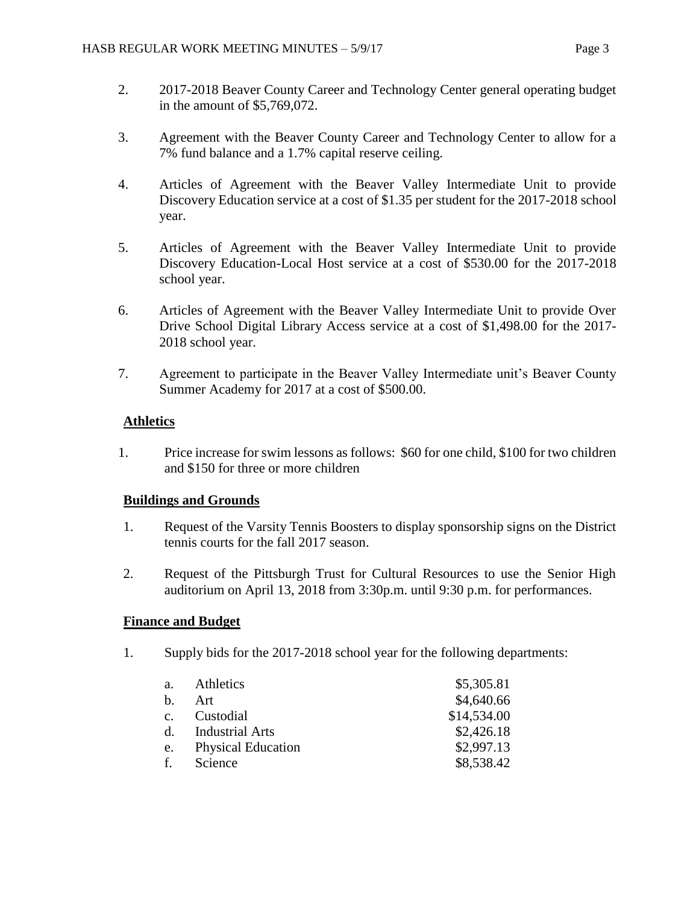2. 2017-2018 Beaver County Career and Technology Center general operating budget in the amount of $5,769,072.

3. Agreement with the Beaver County Career and Technology Center to allow for a 7% fund balance and a 1.7% capital reserve ceiling.

4. Articles of Agreement with the Beaver Valley Intermediate Unit to provide Discovery Education service at a cost of $1.35 per student for the 2017-2018 school year.

5. Articles of Agreement with the Beaver Valley Intermediate Unit to provide Discovery Education-Local Host service at a cost of $530.00 for the 2017-2018 school year.

6. Articles of Agreement with the Beaver Valley Intermediate Unit to provide Over Drive School Digital Library Access service at a cost of $1,498.00 for the 2017-2018 school year.

7. Agreement to participate in the Beaver Valley Intermediate unit's Beaver County Summer Academy for 2017 at a cost of $500.00.

**Athletics**

1. Price increase for swim lessons as follows: $60 for one child, $100 for two children and $150 for three or more children

**Buildings and Grounds**

1. Request of the Varsity Tennis Boosters to display sponsorship signs on the District tennis courts for the fall 2017 season.

2. Request of the Pittsburgh Trust for Cultural Resources to use the Senior High auditorium on April 13, 2018 from 3:30p.m. until 9:30 p.m. for performances.

**Finance and Budget**

1. Supply bids for the 2017-2018 school year for the following departments:

| | | |
|---|---|---|
| a. | Athletics | $5,305.81 |
| b. | Art | $4,640.66 |
| c. | Custodial | $14,534.00 |
| d. | Industrial Arts | $2,426.18 |
| e. | Physical Education | $2,997.13 |
| f. | Science | $8,538.42 |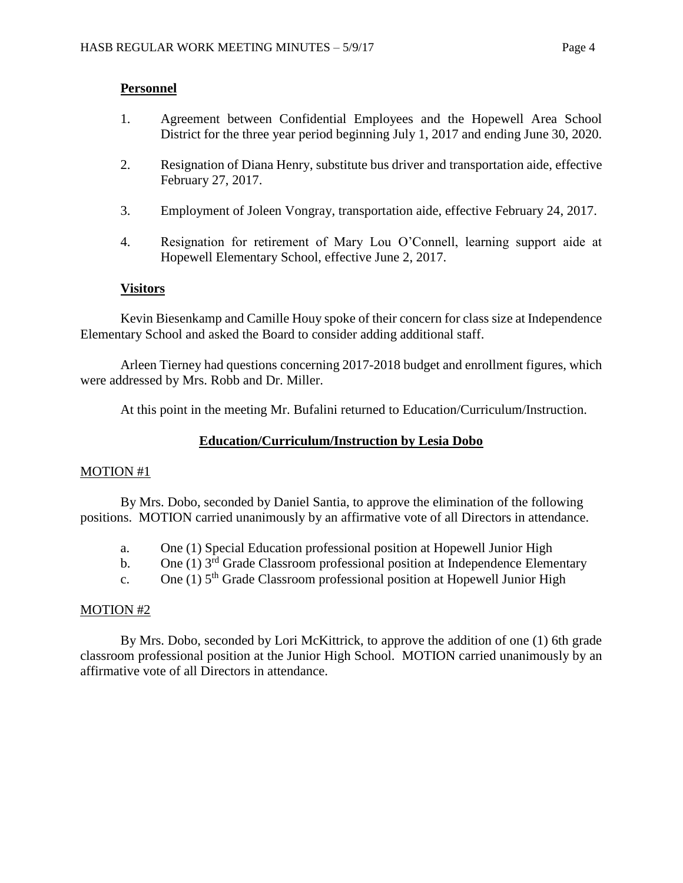## Personnel

1. Agreement between Confidential Employees and the Hopewell Area School District for the three year period beginning July 1, 2017 and ending June 30, 2020.

2. Resignation of Diana Henry, substitute bus driver and transportation aide, effective February 27, 2017.

3. Employment of Joleen Vongray, transportation aide, effective February 24, 2017.

4. Resignation for retirement of Mary Lou O'Connell, learning support aide at Hopewell Elementary School, effective June 2, 2017.

## Visitors

Kevin Biesenkamp and Camille Houy spoke of their concern for class size at Independence Elementary School and asked the Board to consider adding additional staff.

Arleen Tierney had questions concerning 2017-2018 budget and enrollment figures, which were addressed by Mrs. Robb and Dr. Miller.

At this point in the meeting Mr. Bufalini returned to Education/Curriculum/Instruction.

## Education/Curriculum/Instruction by Lesia Dobo

MOTION #1

By Mrs. Dobo, seconded by Daniel Santia, to approve the elimination of the following positions. MOTION carried unanimously by an affirmative vote of all Directors in attendance.

a. One (1) Special Education professional position at Hopewell Junior High
b. One (1) 3rd Grade Classroom professional position at Independence Elementary
c. One (1) 5th Grade Classroom professional position at Hopewell Junior High

MOTION #2

By Mrs. Dobo, seconded by Lori McKittrick, to approve the addition of one (1) 6th grade classroom professional position at the Junior High School. MOTION carried unanimously by an affirmative vote of all Directors in attendance.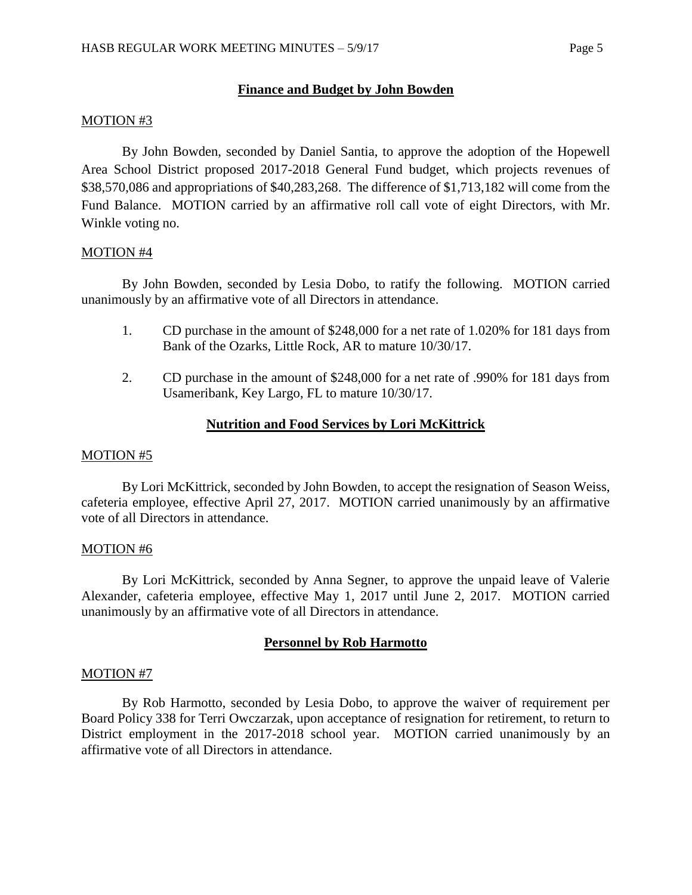## Finance and Budget by John Bowden

MOTION #3

By John Bowden, seconded by Daniel Santia, to approve the adoption of the Hopewell Area School District proposed 2017-2018 General Fund budget, which projects revenues of $38,570,086 and appropriations of $40,283,268. The difference of $1,713,182 will come from the Fund Balance. MOTION carried by an affirmative roll call vote of eight Directors, with Mr. Winkle voting no.

MOTION #4

By John Bowden, seconded by Lesia Dobo, to ratify the following. MOTION carried unanimously by an affirmative vote of all Directors in attendance.

1. CD purchase in the amount of $248,000 for a net rate of 1.020% for 181 days from Bank of the Ozarks, Little Rock, AR to mature 10/30/17.

2. CD purchase in the amount of $248,000 for a net rate of .990% for 181 days from Usameribank, Key Largo, FL to mature 10/30/17.

## Nutrition and Food Services by Lori McKittrick

MOTION #5

By Lori McKittrick, seconded by John Bowden, to accept the resignation of Season Weiss, cafeteria employee, effective April 27, 2017. MOTION carried unanimously by an affirmative vote of all Directors in attendance.

MOTION #6

By Lori McKittrick, seconded by Anna Segner, to approve the unpaid leave of Valerie Alexander, cafeteria employee, effective May 1, 2017 until June 2, 2017. MOTION carried unanimously by an affirmative vote of all Directors in attendance.

## Personnel by Rob Harmotto

MOTION #7

By Rob Harmotto, seconded by Lesia Dobo, to approve the waiver of requirement per Board Policy 338 for Terri Owczarzak, upon acceptance of resignation for retirement, to return to District employment in the 2017-2018 school year. MOTION carried unanimously by an affirmative vote of all Directors in attendance.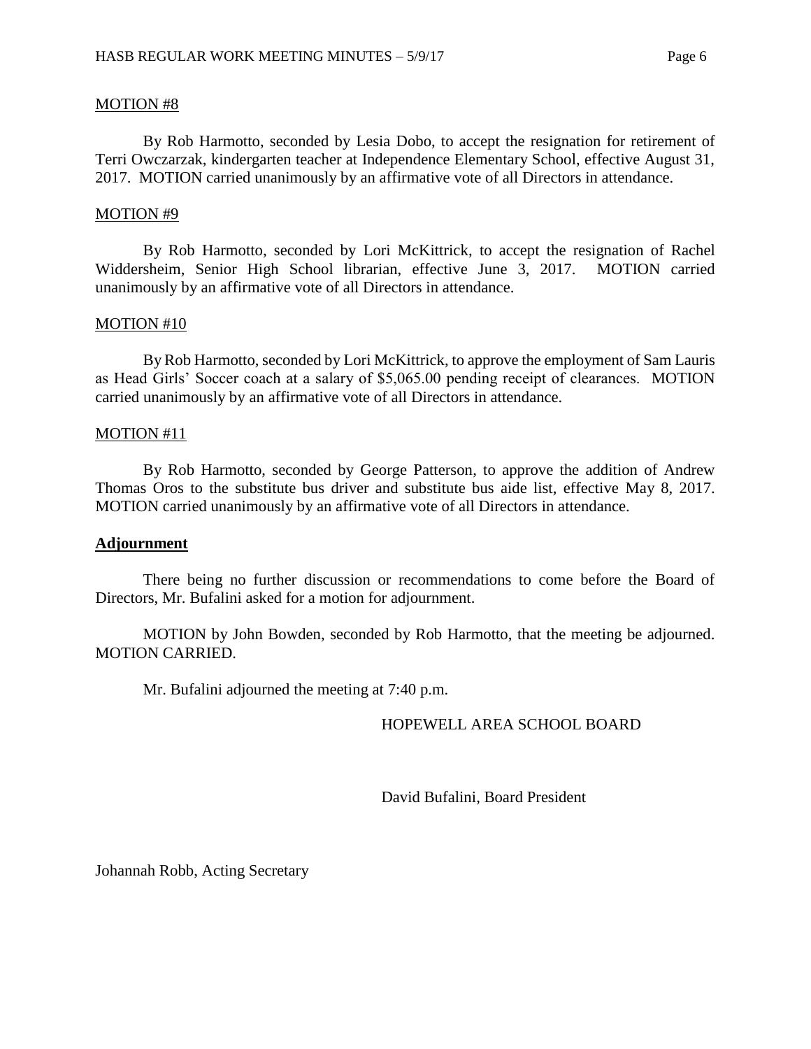MOTION #8

By Rob Harmotto, seconded by Lesia Dobo, to accept the resignation for retirement of Terri Owczarzak, kindergarten teacher at Independence Elementary School, effective August 31, 2017. MOTION carried unanimously by an affirmative vote of all Directors in attendance.

MOTION #9

By Rob Harmotto, seconded by Lori McKittrick, to accept the resignation of Rachel Widdersheim, Senior High School librarian, effective June 3, 2017. MOTION carried unanimously by an affirmative vote of all Directors in attendance.

MOTION #10

By Rob Harmotto, seconded by Lori McKittrick, to approve the employment of Sam Lauris as Head Girls' Soccer coach at a salary of $5,065.00 pending receipt of clearances. MOTION carried unanimously by an affirmative vote of all Directors in attendance.

MOTION #11

By Rob Harmotto, seconded by George Patterson, to approve the addition of Andrew Thomas Oros to the substitute bus driver and substitute bus aide list, effective May 8, 2017. MOTION carried unanimously by an affirmative vote of all Directors in attendance.

## Adjournment

There being no further discussion or recommendations to come before the Board of Directors, Mr. Bufalini asked for a motion for adjournment.

MOTION by John Bowden, seconded by Rob Harmotto, that the meeting be adjourned. MOTION CARRIED.

Mr. Bufalini adjourned the meeting at 7:40 p.m.

HOPEWELL AREA SCHOOL BOARD

David Bufalini, Board President

Johannah Robb, Acting Secretary